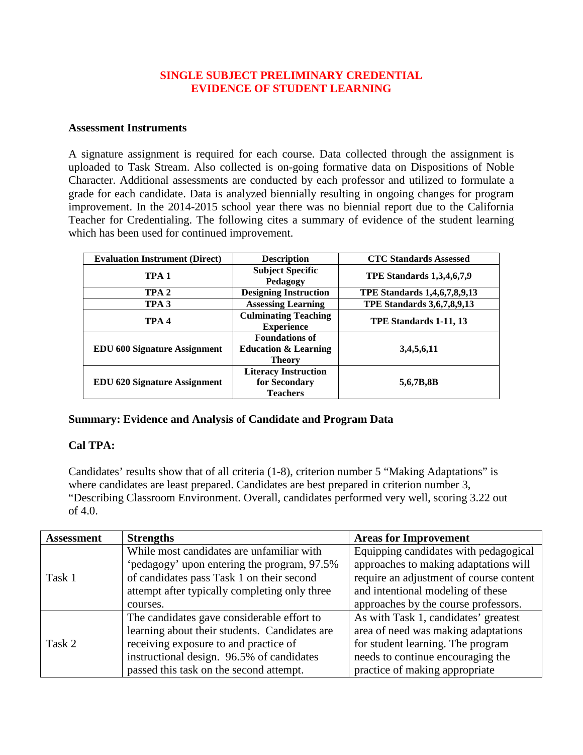# SINGLE SUBJECT PRELIMINARY CREDENTIAL
# EVIDENCE OF STUDENT LEARNING

### Assessment Instruments

A signature assignment is required for each course. Data collected through the assignment is uploaded to Task Stream. Also collected is on-going formative data on Dispositions of Noble Character. Additional assessments are conducted by each professor and utilized to formulate a grade for each candidate. Data is analyzed biennially resulting in ongoing changes for program improvement. In the 2014-2015 school year there was no biennial report due to the California Teacher for Credentialing. The following cites a summary of evidence of the student learning which has been used for continued improvement.

| Evaluation Instrument (Direct) | Description | CTC Standards Assessed |
|---|---|---|
| **TPA 1** | **Subject Specific Pedagogy** | **TPE Standards 1,3,4,6,7,9** |
| **TPA 2** | **Designing Instruction** | **TPE Standards 1,4,6,7,8,9,13** |
| **TPA 3** | **Assessing Learning** | **TPE Standards 3,6,7,8,9,13** |
| **TPA 4** | **Culminating Teaching Experience** | **TPE Standards 1-11, 13** |
| **EDU 600 Signature Assignment** | **Foundations of Education & Learning Theory** | **3,4,5,6,11** |
| **EDU 620 Signature Assignment** | **Literacy Instruction for Secondary Teachers** | **5,6,7B,8B** |

### Summary: Evidence and Analysis of Candidate and Program Data

### Cal TPA:

Candidates' results show that of all criteria (1-8), criterion number 5 "Making Adaptations" is where candidates are least prepared. Candidates are best prepared in criterion number 3, "Describing Classroom Environment. Overall, candidates performed very well, scoring 3.22 out of 4.0.

| Assessment | Strengths | Areas for Improvement |
|---|---|---|
| Task 1 | While most candidates are unfamiliar with 'pedagogy' upon entering the program, 97.5% of candidates pass Task 1 on their second attempt after typically completing only three courses. | Equipping candidates with pedagogical approaches to making adaptations will require an adjustment of course content and intentional modeling of these approaches by the course professors. |
| Task 2 | The candidates gave considerable effort to learning about their students. Candidates are receiving exposure to and practice of instructional design. 96.5% of candidates passed this task on the second attempt. | As with Task 1, candidates' greatest area of need was making adaptations for student learning. The program needs to continue encouraging the practice of making appropriate |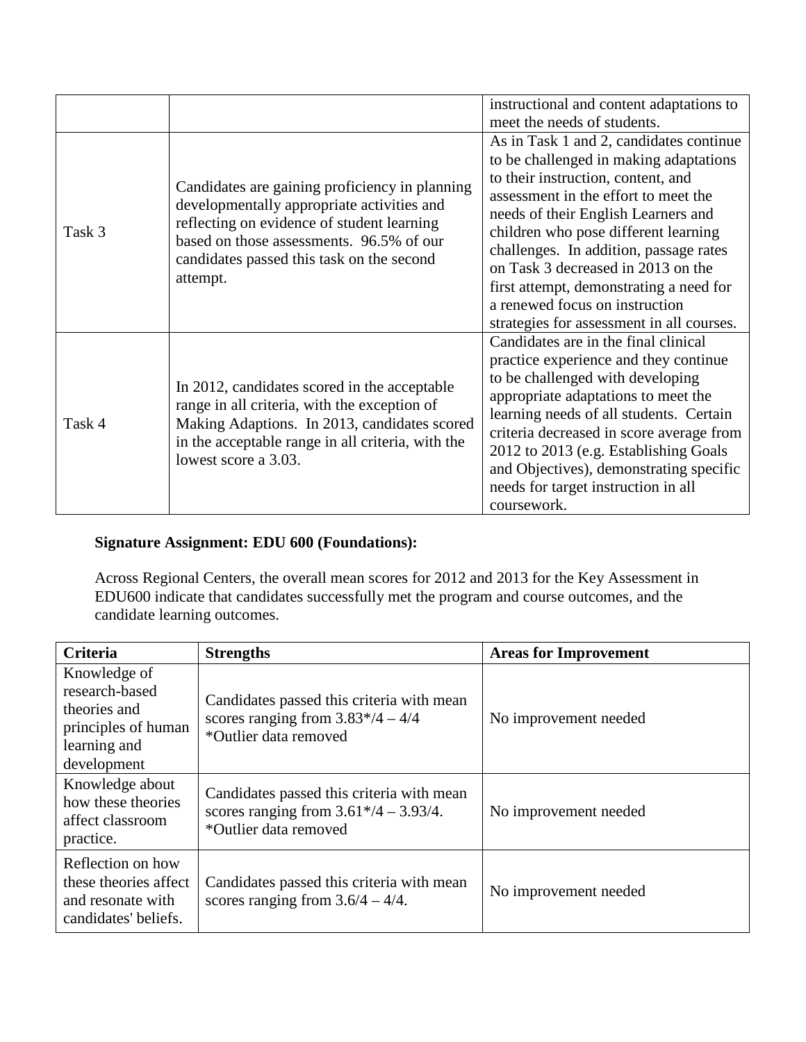| | | |
|---|---|---|
| | | instructional and content adaptations to meet the needs of students. |
| Task 3 | Candidates are gaining proficiency in planning developmentally appropriate activities and reflecting on evidence of student learning based on those assessments. 96.5% of our candidates passed this task on the second attempt. | As in Task 1 and 2, candidates continue to be challenged in making adaptations to their instruction, content, and assessment in the effort to meet the needs of their English Learners and children who pose different learning challenges. In addition, passage rates on Task 3 decreased in 2013 on the first attempt, demonstrating a need for a renewed focus on instruction strategies for assessment in all courses. |
| Task 4 | In 2012, candidates scored in the acceptable range in all criteria, with the exception of Making Adaptions. In 2013, candidates scored in the acceptable range in all criteria, with the lowest score a 3.03. | Candidates are in the final clinical practice experience and they continue to be challenged with developing appropriate adaptations to meet the learning needs of all students. Certain criteria decreased in score average from 2012 to 2013 (e.g. Establishing Goals and Objectives), demonstrating specific needs for target instruction in all coursework. |

**Signature Assignment: EDU 600 (Foundations):**

Across Regional Centers, the overall mean scores for 2012 and 2013 for the Key Assessment in EDU600 indicate that candidates successfully met the program and course outcomes, and the candidate learning outcomes.

| Criteria | Strengths | Areas for Improvement |
|---|---|---|
| Knowledge of research-based theories and principles of human learning and development | Candidates passed this criteria with mean scores ranging from 3.83*/4 – 4/4<br>*Outlier data removed | No improvement needed |
| Knowledge about how these theories affect classroom practice. | Candidates passed this criteria with mean scores ranging from 3.61*/4 – 3.93/4.<br>*Outlier data removed | No improvement needed |
| Reflection on how these theories affect and resonate with candidates' beliefs. | Candidates passed this criteria with mean scores ranging from 3.6/4 – 4/4. | No improvement needed |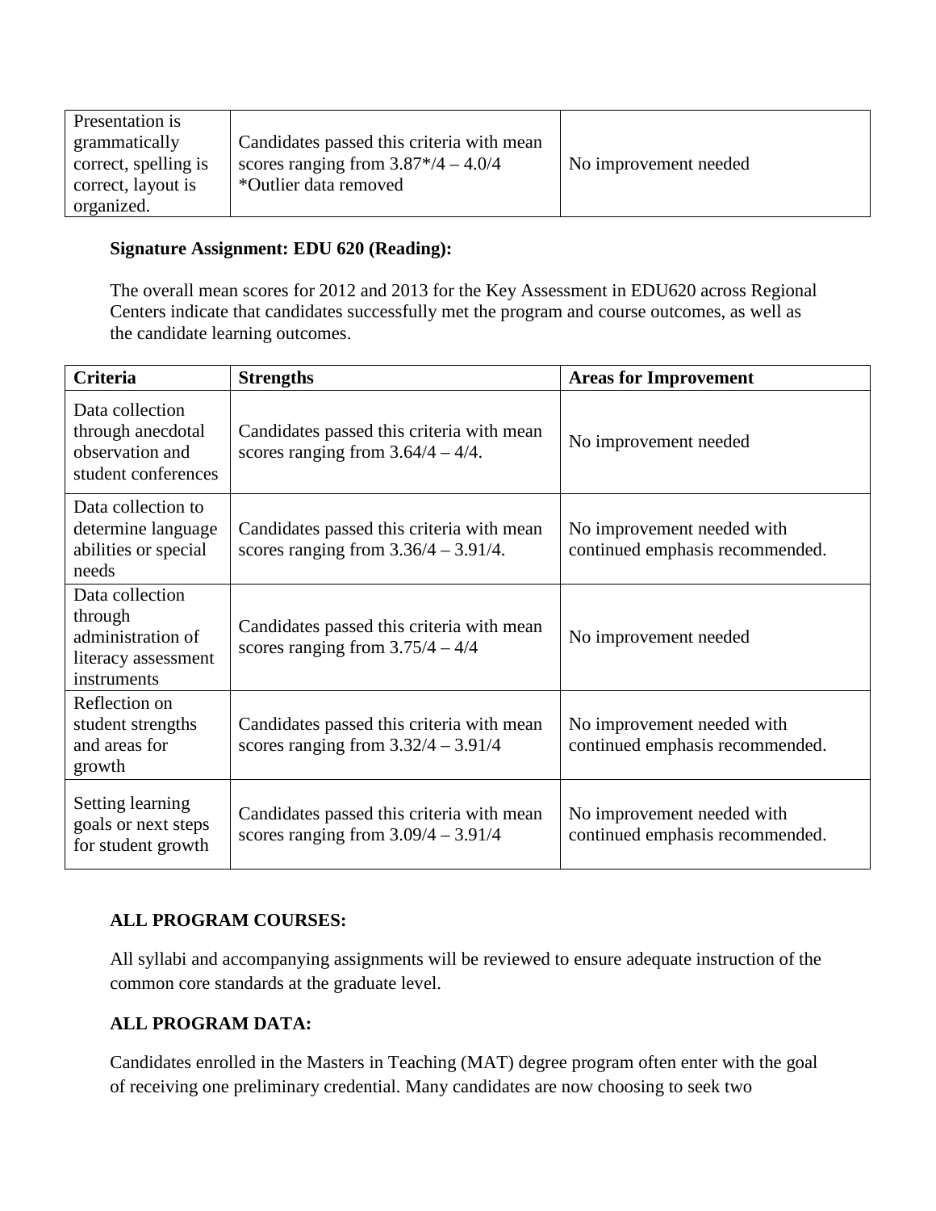| | | |
|---|---|---|
| Presentation is grammatically correct, spelling is correct, layout is organized. | Candidates passed this criteria with mean scores ranging from 3.87*/4 – 4.0/4 *Outlier data removed | No improvement needed |

**Signature Assignment: EDU 620 (Reading):**

The overall mean scores for 2012 and 2013 for the Key Assessment in EDU620 across Regional Centers indicate that candidates successfully met the program and course outcomes, as well as the candidate learning outcomes.

| Criteria | Strengths | Areas for Improvement |
|---|---|---|
| Data collection through anecdotal observation and student conferences | Candidates passed this criteria with mean scores ranging from 3.64/4 – 4/4. | No improvement needed |
| Data collection to determine language abilities or special needs | Candidates passed this criteria with mean scores ranging from 3.36/4 – 3.91/4. | No improvement needed with continued emphasis recommended. |
| Data collection through administration of literacy assessment instruments | Candidates passed this criteria with mean scores ranging from 3.75/4 – 4/4 | No improvement needed |
| Reflection on student strengths and areas for growth | Candidates passed this criteria with mean scores ranging from 3.32/4 – 3.91/4 | No improvement needed with continued emphasis recommended. |
| Setting learning goals or next steps for student growth | Candidates passed this criteria with mean scores ranging from 3.09/4 – 3.91/4 | No improvement needed with continued emphasis recommended. |

**ALL PROGRAM COURSES:**

All syllabi and accompanying assignments will be reviewed to ensure adequate instruction of the common core standards at the graduate level.

**ALL PROGRAM DATA:**

Candidates enrolled in the Masters in Teaching (MAT) degree program often enter with the goal of receiving one preliminary credential. Many candidates are now choosing to seek two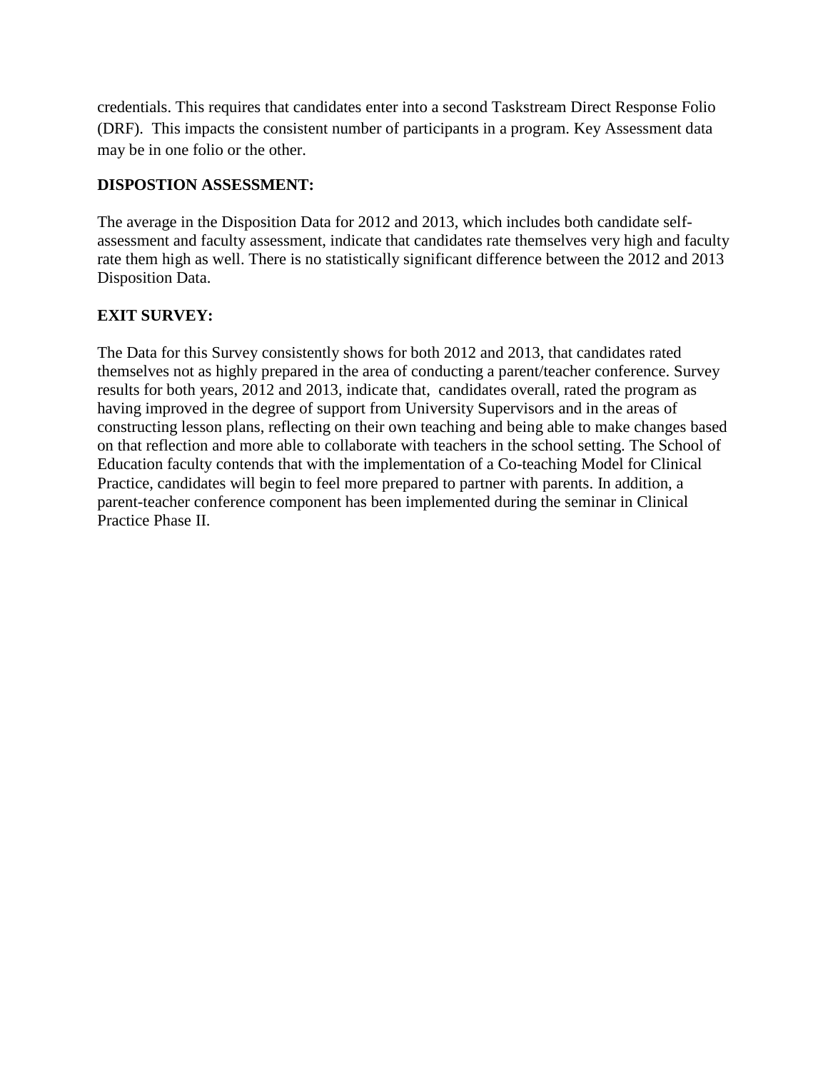credentials. This requires that candidates enter into a second Taskstream Direct Response Folio (DRF). This impacts the consistent number of participants in a program. Key Assessment data may be in one folio or the other.

**DISPOSTION ASSESSMENT:**

The average in the Disposition Data for 2012 and 2013, which includes both candidate self-assessment and faculty assessment, indicate that candidates rate themselves very high and faculty rate them high as well. There is no statistically significant difference between the 2012 and 2013 Disposition Data.

**EXIT SURVEY:**

The Data for this Survey consistently shows for both 2012 and 2013, that candidates rated themselves not as highly prepared in the area of conducting a parent/teacher conference. Survey results for both years, 2012 and 2013, indicate that, candidates overall, rated the program as having improved in the degree of support from University Supervisors and in the areas of constructing lesson plans, reflecting on their own teaching and being able to make changes based on that reflection and more able to collaborate with teachers in the school setting. The School of Education faculty contends that with the implementation of a Co-teaching Model for Clinical Practice, candidates will begin to feel more prepared to partner with parents. In addition, a parent-teacher conference component has been implemented during the seminar in Clinical Practice Phase II.